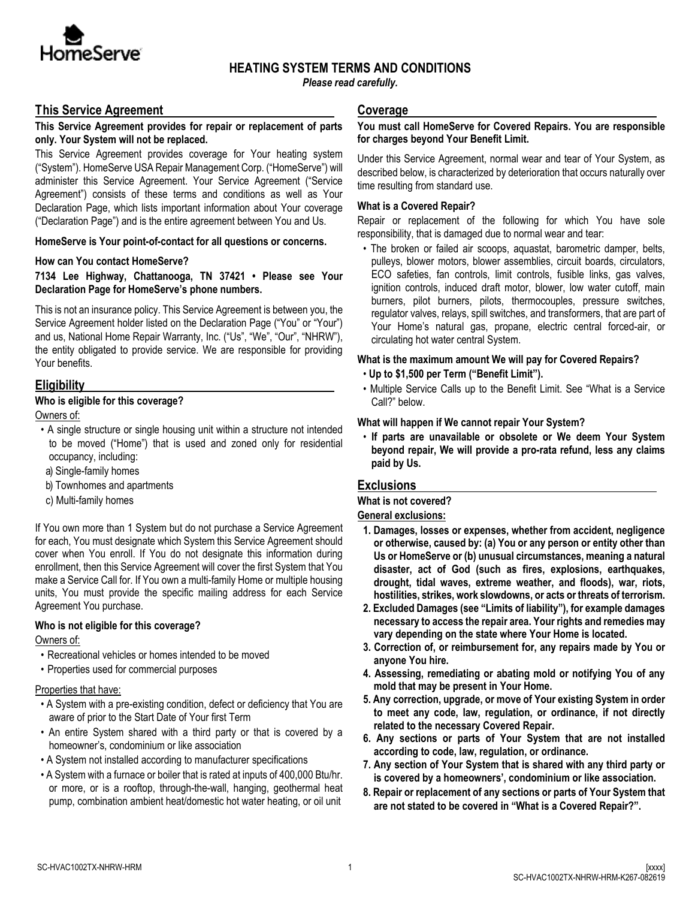# HEATING SYSTEM TERMS AND CONDITIONS

*Please read carefully.*

## This Service Agreement

**This Service Agreement provides for repair or replacement of parts only. Your System will not be replaced.**

This Service Agreement provides coverage for Your heating system ("System"). HomeServe USA Repair Management Corp. ("HomeServe") will administer this Service Agreement. Your Service Agreement ("Service Agreement") consists of these terms and conditions as well as Your Declaration Page, which lists important information about Your coverage ("Declaration Page") and is the entire agreement between You and Us.

**HomeServe is Your point-of-contact for all questions or concerns.**

**How can You contact HomeServe?**

**7134 Lee Highway, Chattanooga, TN 37421 • Please see Your Declaration Page for HomeServe's phone numbers.**

This is not an insurance policy. This Service Agreement is between you, the Service Agreement holder listed on the Declaration Page ("You" or "Your") and us, National Home Repair Warranty, Inc. ("Us", "We", "Our", "NHRW"), the entity obligated to provide service. We are responsible for providing Your benefits.

## Eligibility

**Who is eligible for this coverage?**

Owners of:

- A single structure or single housing unit within a structure not intended to be moved ("Home") that is used and zoned only for residential occupancy, including:
  - a) Single-family homes
  - b) Townhomes and apartments
  - c) Multi-family homes

If You own more than 1 System but do not purchase a Service Agreement for each, You must designate which System this Service Agreement should cover when You enroll. If You do not designate this information during enrollment, then this Service Agreement will cover the first System that You make a Service Call for. If You own a multi-family Home or multiple housing units, You must provide the specific mailing address for each Service Agreement You purchase.

**Who is not eligible for this coverage?**

Owners of:

- Recreational vehicles or homes intended to be moved
- Properties used for commercial purposes

Properties that have:

- A System with a pre-existing condition, defect or deficiency that You are aware of prior to the Start Date of Your first Term
- An entire System shared with a third party or that is covered by a homeowner's, condominium or like association
- A System not installed according to manufacturer specifications
- A System with a furnace or boiler that is rated at inputs of 400,000 Btu/hr. or more, or is a rooftop, through-the-wall, hanging, geothermal heat pump, combination ambient heat/domestic hot water heating, or oil unit

## Coverage

**You must call HomeServe for Covered Repairs. You are responsible for charges beyond Your Benefit Limit.**

Under this Service Agreement, normal wear and tear of Your System, as described below, is characterized by deterioration that occurs naturally over time resulting from standard use.

**What is a Covered Repair?**

Repair or replacement of the following for which You have sole responsibility, that is damaged due to normal wear and tear:

- The broken or failed air scoops, aquastat, barometric damper, belts, pulleys, blower motors, blower assemblies, circuit boards, circulators, ECO safeties, fan controls, limit controls, fusible links, gas valves, ignition controls, induced draft motor, blower, low water cutoff, main burners, pilot burners, pilots, thermocouples, pressure switches, regulator valves, relays, spill switches, and transformers, that are part of Your Home's natural gas, propane, electric central forced-air, or circulating hot water central System.

**What is the maximum amount We will pay for Covered Repairs?**

- **Up to $1,500 per Term ("Benefit Limit").**
- Multiple Service Calls up to the Benefit Limit. See "What is a Service Call?" below.

**What will happen if We cannot repair Your System?**

- **If parts are unavailable or obsolete or We deem Your System beyond repair, We will provide a pro-rata refund, less any claims paid by Us.**

## Exclusions

**What is not covered?**

**General exclusions:**

1. **Damages, losses or expenses, whether from accident, negligence or otherwise, caused by: (a) You or any person or entity other than Us or HomeServe or (b) unusual circumstances, meaning a natural disaster, act of God (such as fires, explosions, earthquakes, drought, tidal waves, extreme weather, and floods), war, riots, hostilities, strikes, work slowdowns, or acts or threats of terrorism.**
2. **Excluded Damages (see "Limits of liability"), for example damages necessary to access the repair area. Your rights and remedies may vary depending on the state where Your Home is located.**
3. **Correction of, or reimbursement for, any repairs made by You or anyone You hire.**
4. **Assessing, remediating or abating mold or notifying You of any mold that may be present in Your Home.**
5. **Any correction, upgrade, or move of Your existing System in order to meet any code, law, regulation, or ordinance, if not directly related to the necessary Covered Repair.**
6. **Any sections or parts of Your System that are not installed according to code, law, regulation, or ordinance.**
7. **Any section of Your System that is shared with any third party or is covered by a homeowners', condominium or like association.**
8. **Repair or replacement of any sections or parts of Your System that are not stated to be covered in "What is a Covered Repair?".**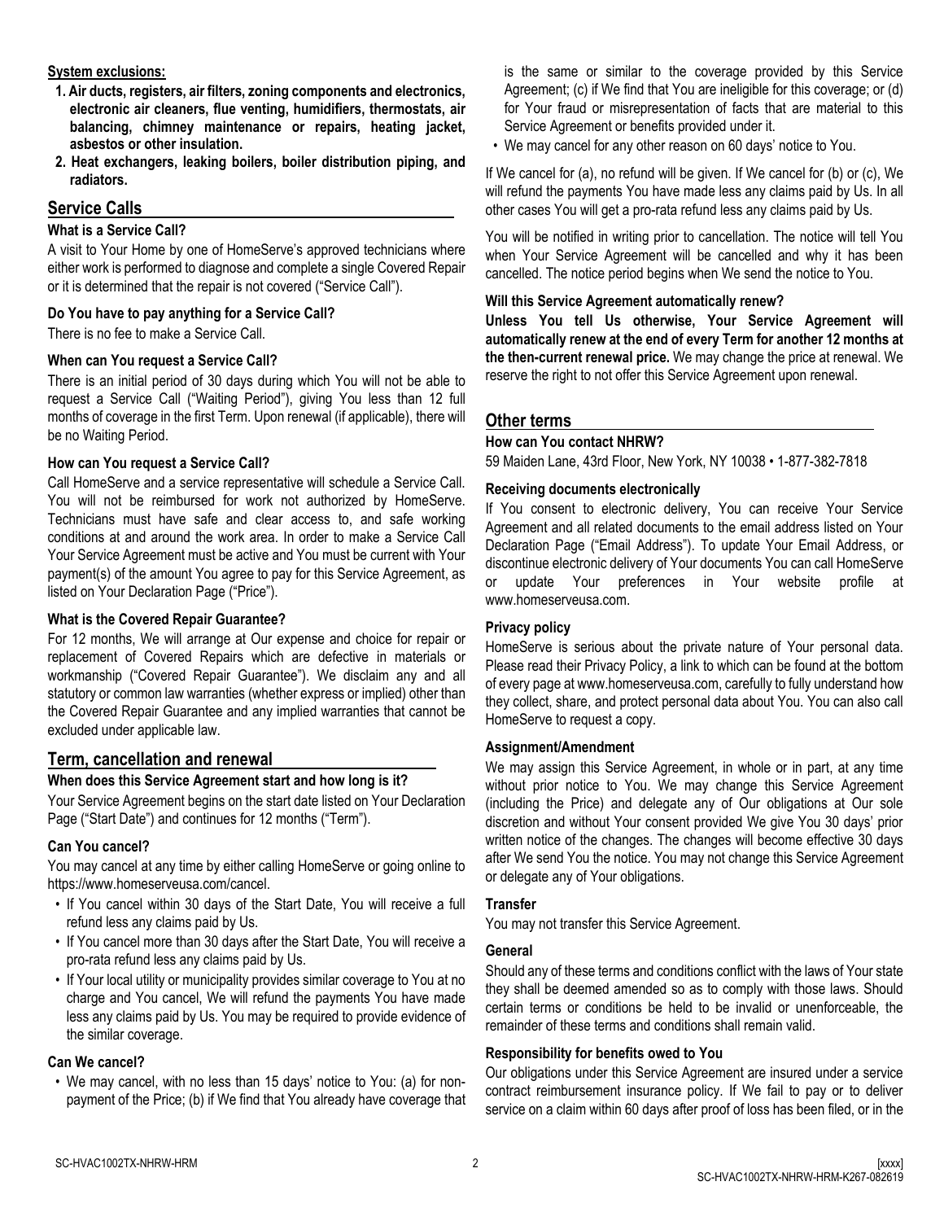**System exclusions:**

1. **Air ducts, registers, air filters, zoning components and electronics, electronic air cleaners, flue venting, humidifiers, thermostats, air balancing, chimney maintenance or repairs, heating jacket, asbestos or other insulation.**
2. **Heat exchangers, leaking boilers, boiler distribution piping, and radiators.**

## Service Calls

### What is a Service Call?

A visit to Your Home by one of HomeServe's approved technicians where either work is performed to diagnose and complete a single Covered Repair or it is determined that the repair is not covered ("Service Call").

### Do You have to pay anything for a Service Call?

There is no fee to make a Service Call.

### When can You request a Service Call?

There is an initial period of 30 days during which You will not be able to request a Service Call ("Waiting Period"), giving You less than 12 full months of coverage in the first Term. Upon renewal (if applicable), there will be no Waiting Period.

### How can You request a Service Call?

Call HomeServe and a service representative will schedule a Service Call. You will not be reimbursed for work not authorized by HomeServe. Technicians must have safe and clear access to, and safe working conditions at and around the work area. In order to make a Service Call Your Service Agreement must be active and You must be current with Your payment(s) of the amount You agree to pay for this Service Agreement, as listed on Your Declaration Page ("Price").

### What is the Covered Repair Guarantee?

For 12 months, We will arrange at Our expense and choice for repair or replacement of Covered Repairs which are defective in materials or workmanship ("Covered Repair Guarantee"). We disclaim any and all statutory or common law warranties (whether express or implied) other than the Covered Repair Guarantee and any implied warranties that cannot be excluded under applicable law.

## Term, cancellation and renewal

### When does this Service Agreement start and how long is it?

Your Service Agreement begins on the start date listed on Your Declaration Page ("Start Date") and continues for 12 months ("Term").

### Can You cancel?

You may cancel at any time by either calling HomeServe or going online to https://www.homeserveusa.com/cancel.

- If You cancel within 30 days of the Start Date, You will receive a full refund less any claims paid by Us.
- If You cancel more than 30 days after the Start Date, You will receive a pro-rata refund less any claims paid by Us.
- If Your local utility or municipality provides similar coverage to You at no charge and You cancel, We will refund the payments You have made less any claims paid by Us. You may be required to provide evidence of the similar coverage.

### Can We cancel?

- We may cancel, with no less than 15 days' notice to You: (a) for non-payment of the Price; (b) if We find that You already have coverage that is the same or similar to the coverage provided by this Service Agreement; (c) if We find that You are ineligible for this coverage; or (d) for Your fraud or misrepresentation of facts that are material to this Service Agreement or benefits provided under it.
- We may cancel for any other reason on 60 days' notice to You.

If We cancel for (a), no refund will be given. If We cancel for (b) or (c), We will refund the payments You have made less any claims paid by Us. In all other cases You will get a pro-rata refund less any claims paid by Us.

You will be notified in writing prior to cancellation. The notice will tell You when Your Service Agreement will be cancelled and why it has been cancelled. The notice period begins when We send the notice to You.

### Will this Service Agreement automatically renew?

**Unless You tell Us otherwise, Your Service Agreement will automatically renew at the end of every Term for another 12 months at the then-current renewal price.** We may change the price at renewal. We reserve the right to not offer this Service Agreement upon renewal.

## Other terms

### How can You contact NHRW?

59 Maiden Lane, 43rd Floor, New York, NY 10038 • 1-877-382-7818

### Receiving documents electronically

If You consent to electronic delivery, You can receive Your Service Agreement and all related documents to the email address listed on Your Declaration Page ("Email Address"). To update Your Email Address, or discontinue electronic delivery of Your documents You can call HomeServe or update Your preferences in Your website profile at www.homeserveusa.com.

### Privacy policy

HomeServe is serious about the private nature of Your personal data. Please read their Privacy Policy, a link to which can be found at the bottom of every page at www.homeserveusa.com, carefully to fully understand how they collect, share, and protect personal data about You. You can also call HomeServe to request a copy.

### Assignment/Amendment

We may assign this Service Agreement, in whole or in part, at any time without prior notice to You. We may change this Service Agreement (including the Price) and delegate any of Our obligations at Our sole discretion and without Your consent provided We give You 30 days' prior written notice of the changes. The changes will become effective 30 days after We send You the notice. You may not change this Service Agreement or delegate any of Your obligations.

### Transfer

You may not transfer this Service Agreement.

### General

Should any of these terms and conditions conflict with the laws of Your state they shall be deemed amended so as to comply with those laws. Should certain terms or conditions be held to be invalid or unenforceable, the remainder of these terms and conditions shall remain valid.

### Responsibility for benefits owed to You

Our obligations under this Service Agreement are insured under a service contract reimbursement insurance policy. If We fail to pay or to deliver service on a claim within 60 days after proof of loss has been filed, or in the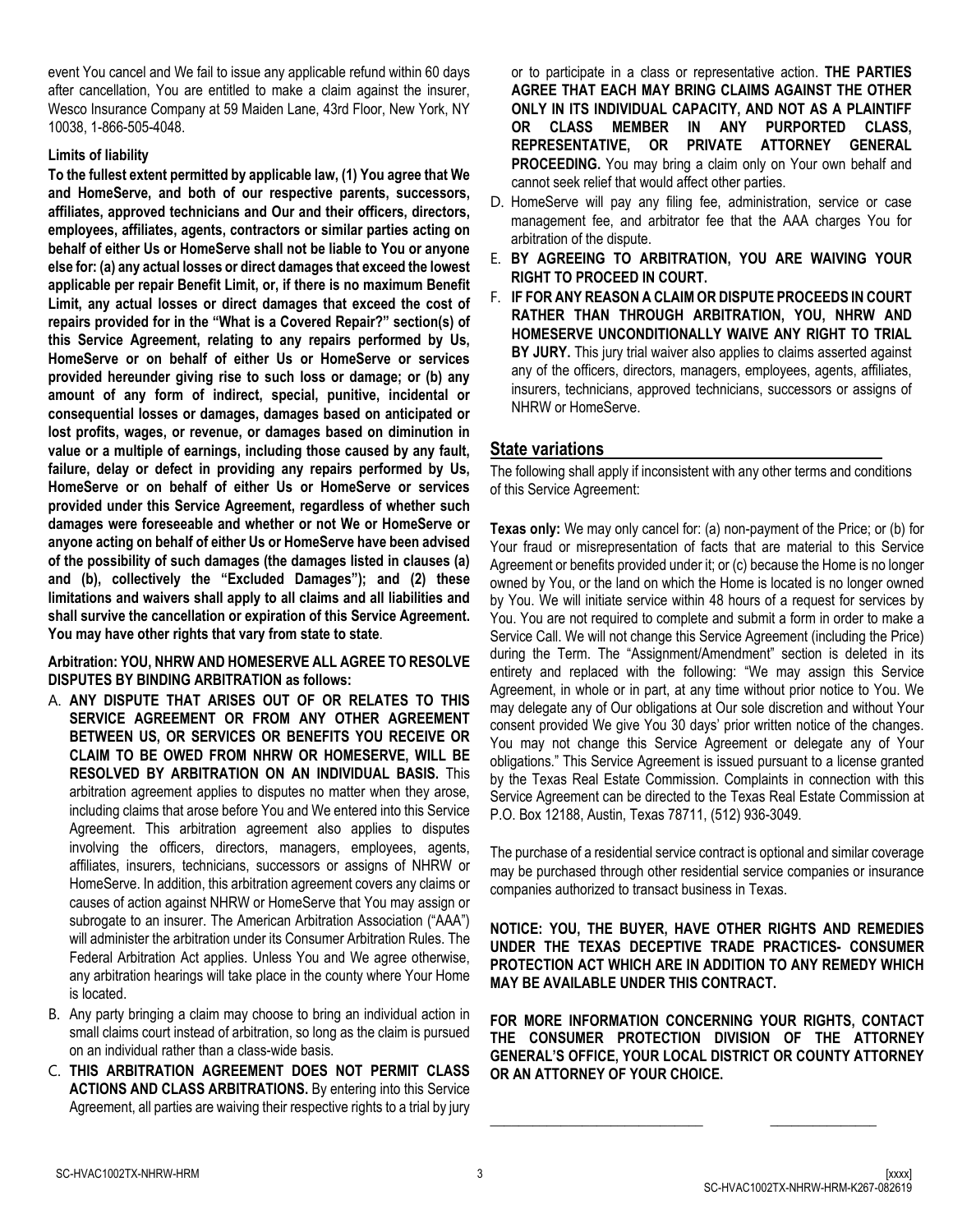event You cancel and We fail to issue any applicable refund within 60 days after cancellation, You are entitled to make a claim against the insurer, Wesco Insurance Company at 59 Maiden Lane, 43rd Floor, New York, NY 10038, 1-866-505-4048.

**Limits of liability**

**To the fullest extent permitted by applicable law, (1) You agree that We and HomeServe, and both of our respective parents, successors, affiliates, approved technicians and Our and their officers, directors, employees, affiliates, agents, contractors or similar parties acting on behalf of either Us or HomeServe shall not be liable to You or anyone else for: (a) any actual losses or direct damages that exceed the lowest applicable per repair Benefit Limit, or, if there is no maximum Benefit Limit, any actual losses or direct damages that exceed the cost of repairs provided for in the "What is a Covered Repair?" section(s) of this Service Agreement, relating to any repairs performed by Us, HomeServe or on behalf of either Us or HomeServe or services provided hereunder giving rise to such loss or damage; or (b) any amount of any form of indirect, special, punitive, incidental or consequential losses or damages, damages based on anticipated or lost profits, wages, or revenue, or damages based on diminution in value or a multiple of earnings, including those caused by any fault, failure, delay or defect in providing any repairs performed by Us, HomeServe or on behalf of either Us or HomeServe or services provided under this Service Agreement, regardless of whether such damages were foreseeable and whether or not We or HomeServe or anyone acting on behalf of either Us or HomeServe have been advised of the possibility of such damages (the damages listed in clauses (a) and (b), collectively the "Excluded Damages"); and (2) these limitations and waivers shall apply to all claims and all liabilities and shall survive the cancellation or expiration of this Service Agreement. You may have other rights that vary from state to state**.

**Arbitration: YOU, NHRW AND HOMESERVE ALL AGREE TO RESOLVE DISPUTES BY BINDING ARBITRATION as follows:**

A. **ANY DISPUTE THAT ARISES OUT OF OR RELATES TO THIS SERVICE AGREEMENT OR FROM ANY OTHER AGREEMENT BETWEEN US, OR SERVICES OR BENEFITS YOU RECEIVE OR CLAIM TO BE OWED FROM NHRW OR HOMESERVE, WILL BE RESOLVED BY ARBITRATION ON AN INDIVIDUAL BASIS.** This arbitration agreement applies to disputes no matter when they arose, including claims that arose before You and We entered into this Service Agreement. This arbitration agreement also applies to disputes involving the officers, directors, managers, employees, agents, affiliates, insurers, technicians, successors or assigns of NHRW or HomeServe. In addition, this arbitration agreement covers any claims or causes of action against NHRW or HomeServe that You may assign or subrogate to an insurer. The American Arbitration Association ("AAA") will administer the arbitration under its Consumer Arbitration Rules. The Federal Arbitration Act applies. Unless You and We agree otherwise, any arbitration hearings will take place in the county where Your Home is located.

B. Any party bringing a claim may choose to bring an individual action in small claims court instead of arbitration, so long as the claim is pursued on an individual rather than a class-wide basis.

C. **THIS ARBITRATION AGREEMENT DOES NOT PERMIT CLASS ACTIONS AND CLASS ARBITRATIONS.** By entering into this Service Agreement, all parties are waiving their respective rights to a trial by jury or to participate in a class or representative action. **THE PARTIES AGREE THAT EACH MAY BRING CLAIMS AGAINST THE OTHER ONLY IN ITS INDIVIDUAL CAPACITY, AND NOT AS A PLAINTIFF OR CLASS MEMBER IN ANY PURPORTED CLASS, REPRESENTATIVE, OR PRIVATE ATTORNEY GENERAL PROCEEDING.** You may bring a claim only on Your own behalf and cannot seek relief that would affect other parties.

D. HomeServe will pay any filing fee, administration, service or case management fee, and arbitrator fee that the AAA charges You for arbitration of the dispute.

E. **BY AGREEING TO ARBITRATION, YOU ARE WAIVING YOUR RIGHT TO PROCEED IN COURT.**

F. **IF FOR ANY REASON A CLAIM OR DISPUTE PROCEEDS IN COURT RATHER THAN THROUGH ARBITRATION, YOU, NHRW AND HOMESERVE UNCONDITIONALLY WAIVE ANY RIGHT TO TRIAL BY JURY.** This jury trial waiver also applies to claims asserted against any of the officers, directors, managers, employees, agents, affiliates, insurers, technicians, approved technicians, successors or assigns of NHRW or HomeServe.

## State variations

The following shall apply if inconsistent with any other terms and conditions of this Service Agreement:

**Texas only:** We may only cancel for: (a) non-payment of the Price; or (b) for Your fraud or misrepresentation of facts that are material to this Service Agreement or benefits provided under it; or (c) because the Home is no longer owned by You, or the land on which the Home is located is no longer owned by You. We will initiate service within 48 hours of a request for services by You. You are not required to complete and submit a form in order to make a Service Call. We will not change this Service Agreement (including the Price) during the Term. The "Assignment/Amendment" section is deleted in its entirety and replaced with the following: "We may assign this Service Agreement, in whole or in part, at any time without prior notice to You. We may delegate any of Our obligations at Our sole discretion and without Your consent provided We give You 30 days' prior written notice of the changes. You may not change this Service Agreement or delegate any of Your obligations." This Service Agreement is issued pursuant to a license granted by the Texas Real Estate Commission. Complaints in connection with this Service Agreement can be directed to the Texas Real Estate Commission at P.O. Box 12188, Austin, Texas 78711, (512) 936-3049.

The purchase of a residential service contract is optional and similar coverage may be purchased through other residential service companies or insurance companies authorized to transact business in Texas.

**NOTICE: YOU, THE BUYER, HAVE OTHER RIGHTS AND REMEDIES UNDER THE TEXAS DECEPTIVE TRADE PRACTICES- CONSUMER PROTECTION ACT WHICH ARE IN ADDITION TO ANY REMEDY WHICH MAY BE AVAILABLE UNDER THIS CONTRACT.**

**FOR MORE INFORMATION CONCERNING YOUR RIGHTS, CONTACT THE CONSUMER PROTECTION DIVISION OF THE ATTORNEY GENERAL'S OFFICE, YOUR LOCAL DISTRICT OR COUNTY ATTORNEY OR AN ATTORNEY OF YOUR CHOICE.**

\_\_\_\_\_\_\_\_\_\_\_\_\_\_\_\_\_\_\_\_\_\_\_\_\_\_\_\_\_\_ \_\_\_\_\_\_\_\_\_\_\_\_\_\_\_\_

SC-HVAC1002TX-NHRW-HRM

[xxxx]
SC-HVAC1002TX-NHRW-HRM-K267-082619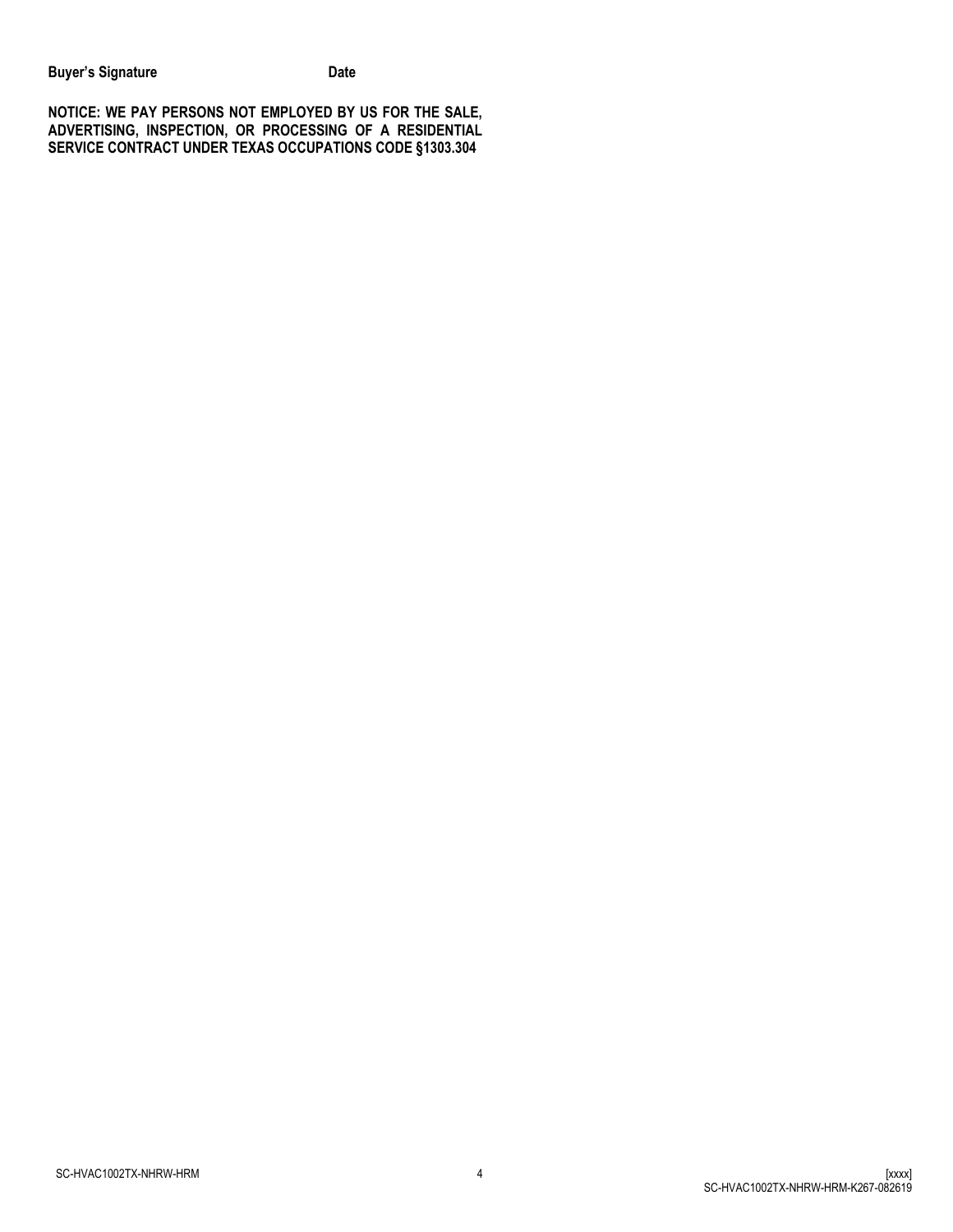**Buyer's Signature** **Date**

**NOTICE: WE PAY PERSONS NOT EMPLOYED BY US FOR THE SALE, ADVERTISING, INSPECTION, OR PROCESSING OF A RESIDENTIAL SERVICE CONTRACT UNDER TEXAS OCCUPATIONS CODE §1303.304**